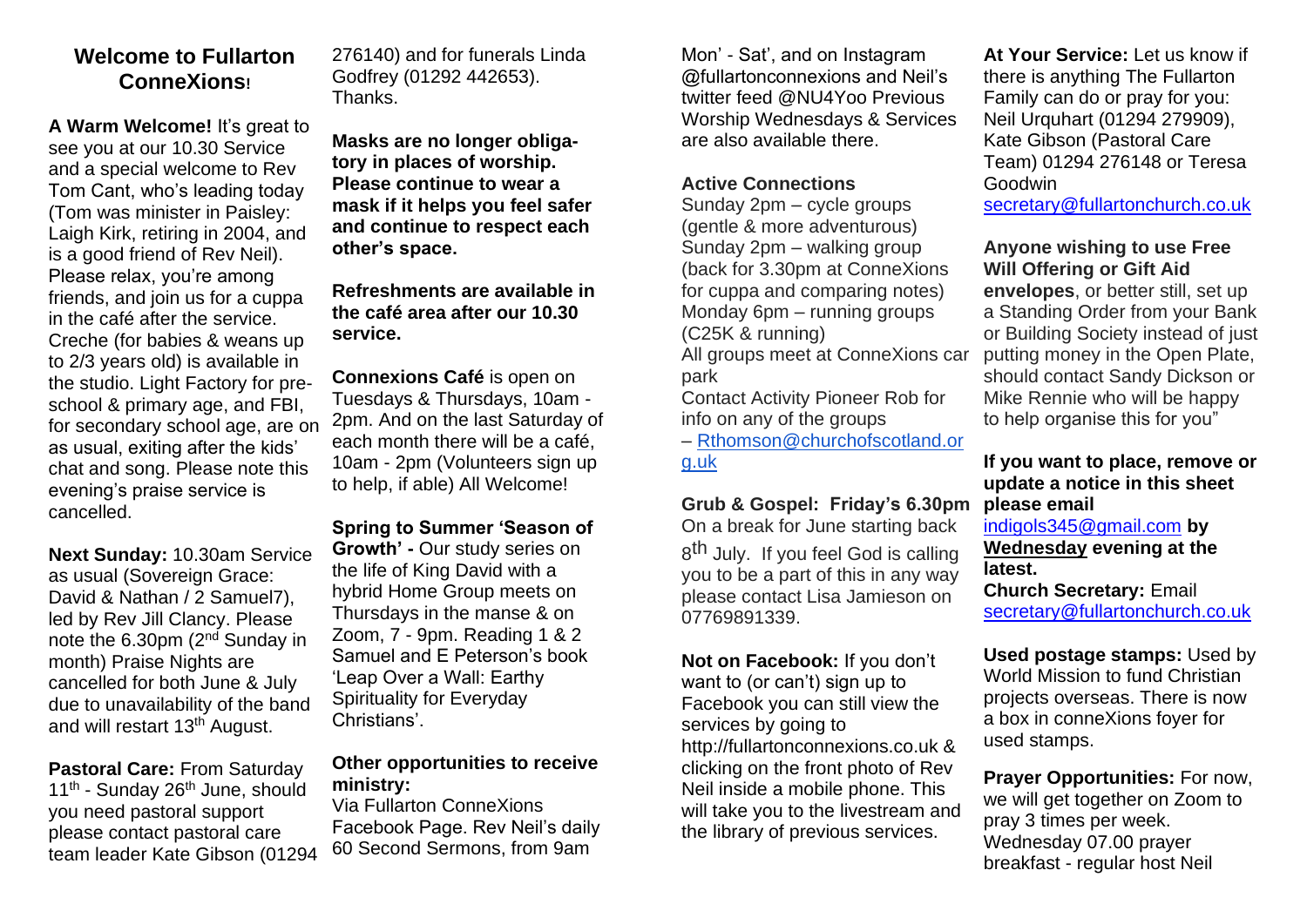## Welcome to Fullarton ConneXions!

**A Warm Welcome!** It's great to see you at our 10.30 Service and a special welcome to Rev Tom Cant, who's leading today (Tom was minister in Paisley: Laigh Kirk, retiring in 2004, and is a good friend of Rev Neil). Please relax, you're among friends, and join us for a cuppa in the café after the service. Creche (for babies & weans up to 2/3 years old) is available in the studio. Light Factory for pre-school & primary age, and FBI, for secondary school age, are on as usual, exiting after the kids' chat and song. Please note this evening's praise service is cancelled.

**Next Sunday:** 10.30am Service as usual (Sovereign Grace: David & Nathan / 2 Samuel7), led by Rev Jill Clancy. Please note the 6.30pm (2nd Sunday in month) Praise Nights are cancelled for both June & July due to unavailability of the band and will restart 13th August.

**Pastoral Care:** From Saturday 11th - Sunday 26th June, should you need pastoral support please contact pastoral care team leader Kate Gibson (01294 276140) and for funerals Linda Godfrey (01292 442653). Thanks.

**Masks are no longer obligatory in places of worship. Please continue to wear a mask if it helps you feel safer and continue to respect each other's space.**

**Refreshments are available in the café area after our 10.30 service.**

**Connexions Café** is open on Tuesdays & Thursdays, 10am - 2pm. And on the last Saturday of each month there will be a café, 10am - 2pm (Volunteers sign up to help, if able) All Welcome!

**Spring to Summer 'Season of Growth' -** Our study series on the life of King David with a hybrid Home Group meets on Thursdays in the manse & on Zoom, 7 - 9pm. Reading 1 & 2 Samuel and E Peterson's book 'Leap Over a Wall: Earthy Spirituality for Everyday Christians'.

**Other opportunities to receive ministry:**
Via Fullarton ConneXions Facebook Page. Rev Neil's daily 60 Second Sermons, from 9am Mon' - Sat', and on Instagram @fullartonconnexions and Neil's twitter feed @NU4Yoo Previous Worship Wednesdays & Services are also available there.

**Active Connections**
Sunday 2pm – cycle groups (gentle & more adventurous)
Sunday 2pm – walking group (back for 3.30pm at ConneXions for cuppa and comparing notes)
Monday 6pm – running groups (C25K & running)
All groups meet at ConneXions car park
Contact Activity Pioneer Rob for info on any of the groups – Rthomson@churchofscotland.org.uk

**Grub & Gospel: Friday's 6.30pm**
On a break for June starting back 8th July. If you feel God is calling you to be a part of this in any way please contact Lisa Jamieson on 07769891339.

**Not on Facebook:** If you don't want to (or can't) sign up to Facebook you can still view the services by going to http://fullartonconnexions.co.uk & clicking on the front photo of Rev Neil inside a mobile phone. This will take you to the livestream and the library of previous services.

**At Your Service:** Let us know if there is anything The Fullarton Family can do or pray for you: Neil Urquhart (01294 279909), Kate Gibson (Pastoral Care Team) 01294 276148 or Teresa Goodwin secretary@fullartonchurch.co.uk

**Anyone wishing to use Free Will Offering or Gift Aid envelopes**, or better still, set up a Standing Order from your Bank or Building Society instead of just putting money in the Open Plate, should contact Sandy Dickson or Mike Rennie who will be happy to help organise this for you"

**If you want to place, remove or update a notice in this sheet please email** indigols345@gmail.com **by Wednesday evening at the latest.**
**Church Secretary:** Email secretary@fullartonchurch.co.uk

**Used postage stamps:** Used by World Mission to fund Christian projects overseas. There is now a box in conneXions foyer for used stamps.

**Prayer Opportunities:** For now, we will get together on Zoom to pray 3 times per week.
Wednesday 07.00 prayer breakfast - regular host Neil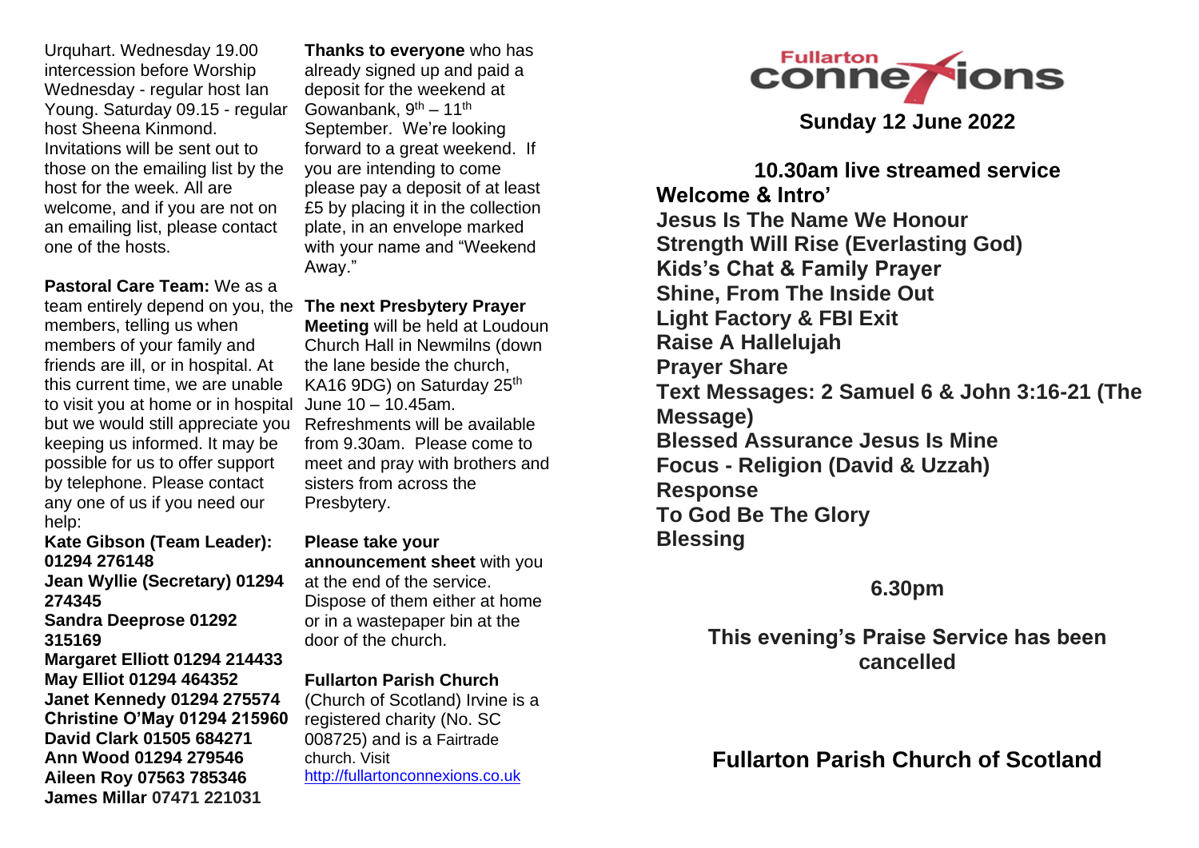Urquhart. Wednesday 19.00 intercession before Worship Wednesday - regular host Ian Young. Saturday 09.15 - regular host Sheena Kinmond. Invitations will be sent out to those on the emailing list by the host for the week. All are welcome, and if you are not on an emailing list, please contact one of the hosts.

**Pastoral Care Team:** We as a team entirely depend on you, the members, telling us when members of your family and friends are ill, or in hospital. At this current time, we are unable to visit you at home or in hospital but we would still appreciate you keeping us informed. It may be possible for us to offer support by telephone. Please contact any one of us if you need our help:

**Kate Gibson (Team Leader): 01294 276148**
**Jean Wyllie (Secretary) 01294 274345**
**Sandra Deeprose 01292 315169**
**Margaret Elliott 01294 214433**
**May Elliot 01294 464352**
**Janet Kennedy 01294 275574**
**Christine O'May 01294 215960**
**David Clark 01505 684271**
**Ann Wood 01294 279546**
**Aileen Roy 07563 785346**
**James Millar 07471 221031**

**Thanks to everyone** who has already signed up and paid a deposit for the weekend at Gowanbank, 9th – 11th September. We're looking forward to a great weekend. If you are intending to come please pay a deposit of at least £5 by placing it in the collection plate, in an envelope marked with your name and "Weekend Away."

**The next Presbytery Prayer Meeting** will be held at Loudoun Church Hall in Newmilns (down the lane beside the church, KA16 9DG) on Saturday 25th June 10 – 10.45am. Refreshments will be available from 9.30am. Please come to meet and pray with brothers and sisters from across the Presbytery.

**Please take your announcement sheet** with you at the end of the service. Dispose of them either at home or in a wastepaper bin at the door of the church.

**Fullarton Parish Church** (Church of Scotland) Irvine is a registered charity (No. SC 008725) and is a Fairtrade church. Visit http://fullartonconnexions.co.uk

Fullarton connexions

## Sunday 12 June 2022

### 10.30am live streamed service

**Welcome & Intro'**
**Jesus Is The Name We Honour**
**Strength Will Rise (Everlasting God)**
**Kids's Chat & Family Prayer**
**Shine, From The Inside Out**
**Light Factory & FBI Exit**
**Raise A Hallelujah**
**Prayer Share**
**Text Messages: 2 Samuel 6 & John 3:16-21 (The Message)**
**Blessed Assurance Jesus Is Mine**
**Focus - Religion (David & Uzzah)**
**Response**
**To God Be The Glory**
**Blessing**

### 6.30pm

**This evening's Praise Service has been cancelled**

## Fullarton Parish Church of Scotland